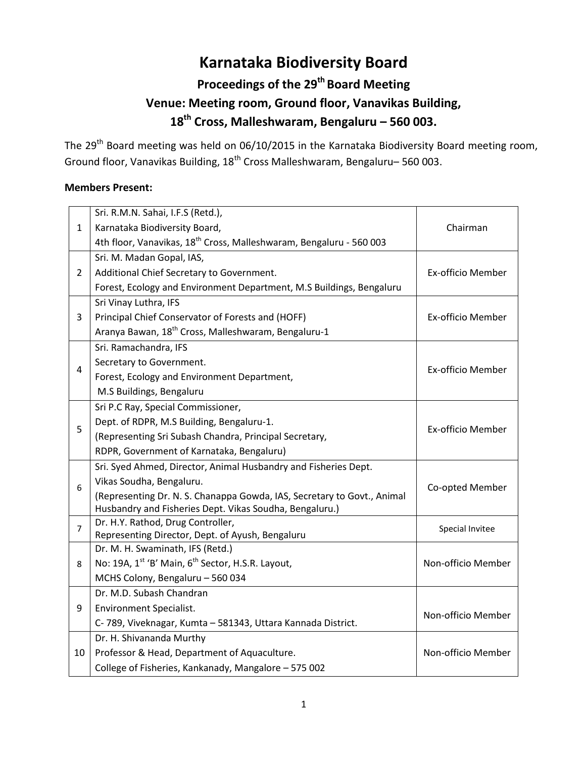# Karnataka Biodiversity Board

## Proceedings of the 29th Board Meeting

## Venue: Meeting room, Ground floor, Vanavikas Building, 18th Cross, Malleshwaram, Bengaluru – 560 003.

The 29th Board meeting was held on 06/10/2015 in the Karnataka Biodiversity Board meeting room, Ground floor, Vanavikas Building, 18th Cross Malleshwaram, Bengaluru– 560 003.

**Members Present:**

| | | |
|---|---|---|
| 1 | Sri. R.M.N. Sahai, I.F.S (Retd.), Karnataka Biodiversity Board, 4th floor, Vanavikas, 18th Cross, Malleshwaram, Bengaluru - 560 003 | Chairman |
| 2 | Sri. M. Madan Gopal, IAS, Additional Chief Secretary to Government. Forest, Ecology and Environment Department, M.S Buildings, Bengaluru | Ex-officio Member |
| 3 | Sri Vinay Luthra, IFS Principal Chief Conservator of Forests and (HOFF) Aranya Bawan, 18th Cross, Malleshwaram, Bengaluru-1 | Ex-officio Member |
| 4 | Sri. Ramachandra, IFS Secretary to Government. Forest, Ecology and Environment Department, M.S Buildings, Bengaluru | Ex-officio Member |
| 5 | Sri P.C Ray, Special Commissioner, Dept. of RDPR, M.S Building, Bengaluru-1. (Representing Sri Subash Chandra, Principal Secretary, RDPR, Government of Karnataka, Bengaluru) | Ex-officio Member |
| 6 | Sri. Syed Ahmed, Director, Animal Husbandry and Fisheries Dept. Vikas Soudha, Bengaluru. (Representing Dr. N. S. Chanappa Gowda, IAS, Secretary to Govt., Animal Husbandry and Fisheries Dept. Vikas Soudha, Bengaluru.) | Co-opted Member |
| 7 | Dr. H.Y. Rathod, Drug Controller, Representing Director, Dept. of Ayush, Bengaluru | Special Invitee |
| 8 | Dr. M. H. Swaminath, IFS (Retd.) No: 19A, 1st 'B' Main, 6th Sector, H.S.R. Layout, MCHS Colony, Bengaluru – 560 034 | Non-officio Member |
| 9 | Dr. M.D. Subash Chandran Environment Specialist. C- 789, Viveknagar, Kumta – 581343, Uttara Kannada District. | Non-officio Member |
| 10 | Dr. H. Shivananda Murthy Professor & Head, Department of Aquaculture. College of Fisheries, Kankanady, Mangalore – 575 002 | Non-officio Member |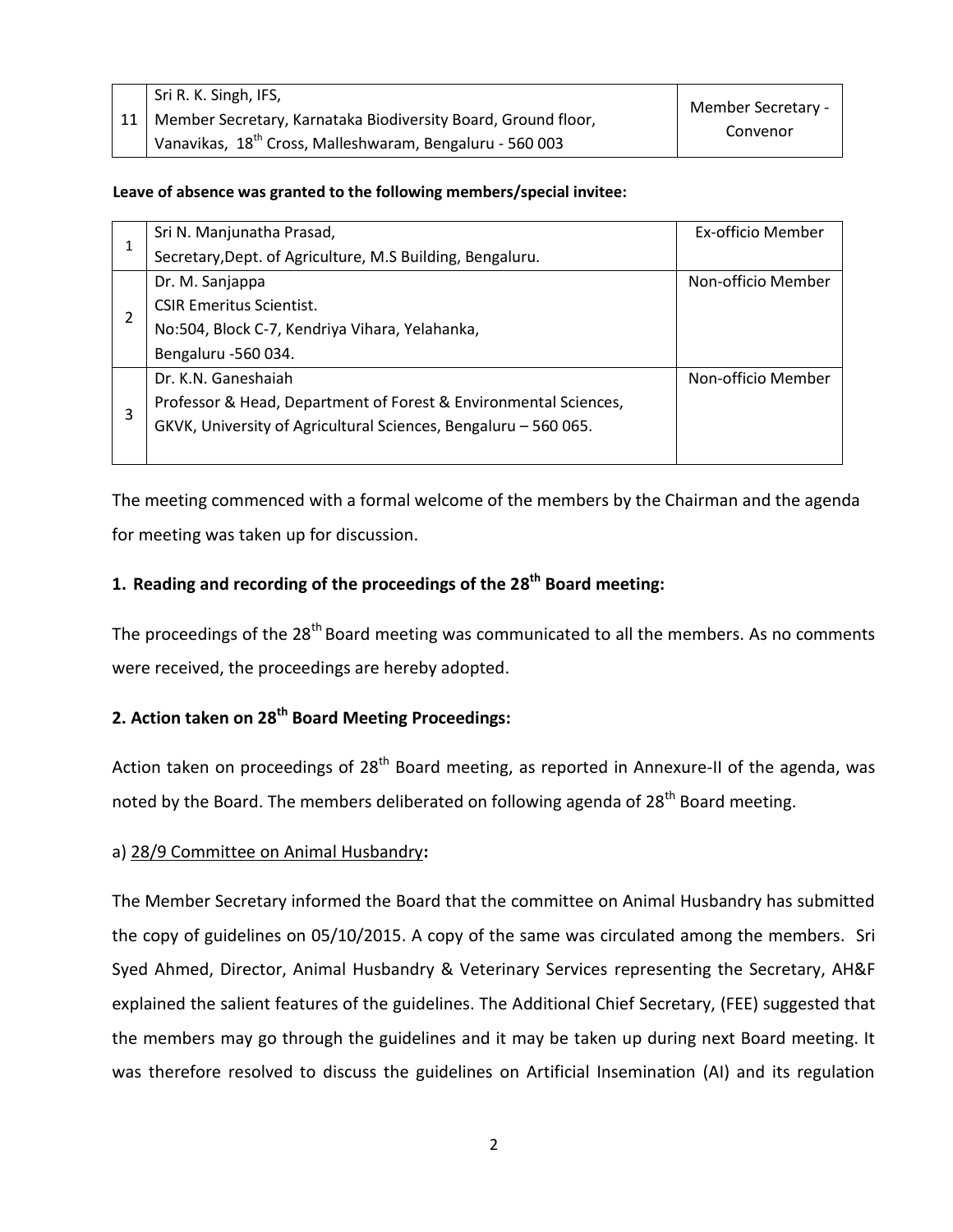| | | |
|---|---|---|
| 11 | Sri R. K. Singh, IFS,<br>Member Secretary, Karnataka Biodiversity Board, Ground floor, Vanavikas, 18th Cross, Malleshwaram, Bengaluru - 560 003 | Member Secretary - Convenor |

**Leave of absence was granted to the following members/special invitee:**

| | | |
|---|---|---|
| 1 | Sri N. Manjunatha Prasad,<br>Secretary,Dept. of Agriculture, M.S Building, Bengaluru. | Ex-officio Member |
| 2 | Dr. M. Sanjappa<br>CSIR Emeritus Scientist.<br>No:504, Block C-7, Kendriya Vihara, Yelahanka,<br>Bengaluru -560 034. | Non-officio Member |
| 3 | Dr. K.N. Ganeshaiah<br>Professor & Head, Department of Forest & Environmental Sciences,<br>GKVK, University of Agricultural Sciences, Bengaluru – 560 065. | Non-officio Member |

The meeting commenced with a formal welcome of the members by the Chairman and the agenda for meeting was taken up for discussion.

## 1. Reading and recording of the proceedings of the 28th Board meeting:

The proceedings of the 28th Board meeting was communicated to all the members. As no comments were received, the proceedings are hereby adopted.

## 2. Action taken on 28th Board Meeting Proceedings:

Action taken on proceedings of 28th Board meeting, as reported in Annexure-II of the agenda, was noted by the Board. The members deliberated on following agenda of 28th Board meeting.

a) 28/9 Committee on Animal Husbandry**:**

The Member Secretary informed the Board that the committee on Animal Husbandry has submitted the copy of guidelines on 05/10/2015. A copy of the same was circulated among the members. Sri Syed Ahmed, Director, Animal Husbandry & Veterinary Services representing the Secretary, AH&F explained the salient features of the guidelines. The Additional Chief Secretary, (FEE) suggested that the members may go through the guidelines and it may be taken up during next Board meeting. It was therefore resolved to discuss the guidelines on Artificial Insemination (AI) and its regulation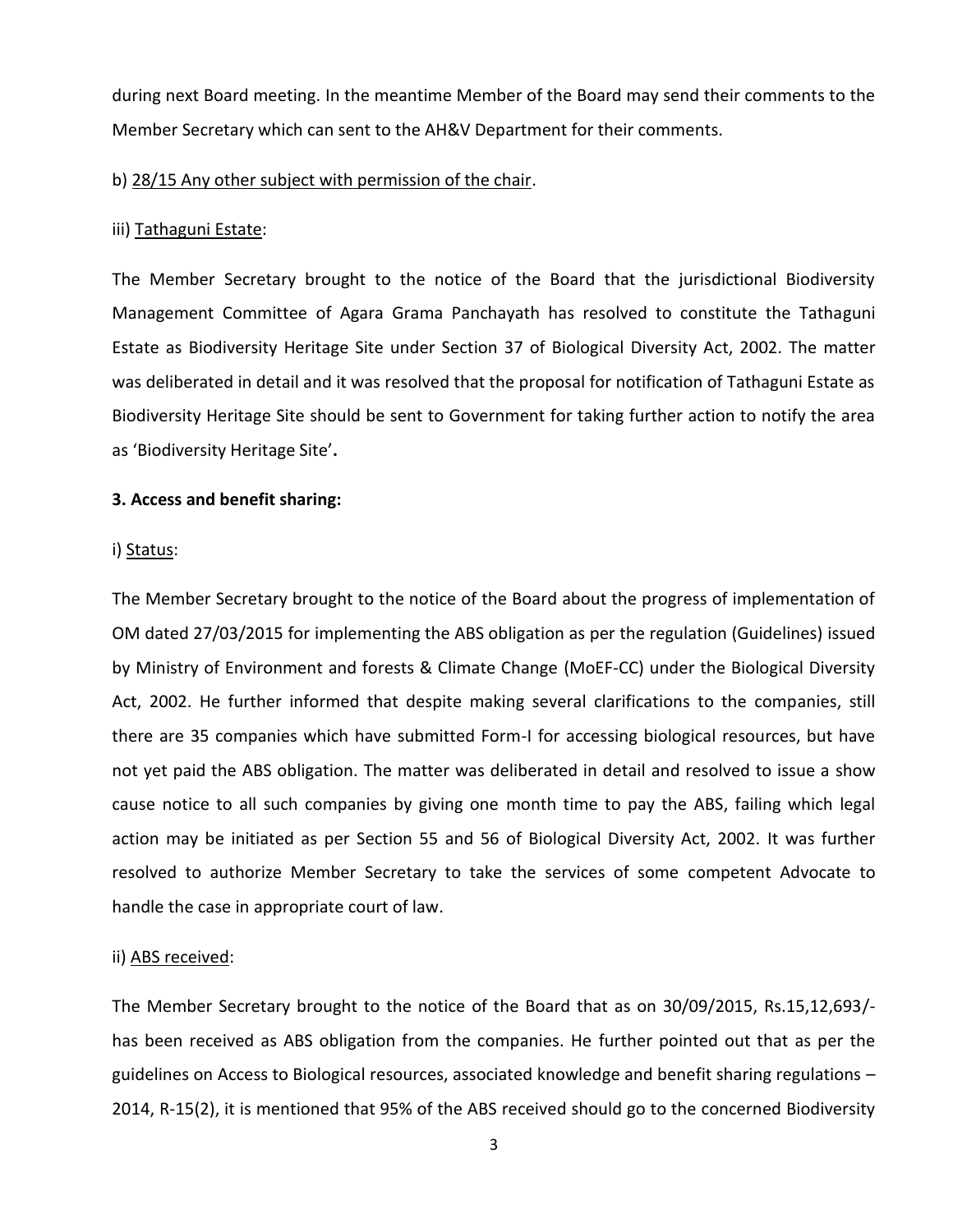during next Board meeting. In the meantime Member of the Board may send their comments to the Member Secretary which can sent to the AH&V Department for their comments.

b) <u>28/15 Any other subject with permission of the chair</u>.

iii) <u>Tathaguni Estate</u>:

The Member Secretary brought to the notice of the Board that the jurisdictional Biodiversity Management Committee of Agara Grama Panchayath has resolved to constitute the Tathaguni Estate as Biodiversity Heritage Site under Section 37 of Biological Diversity Act, 2002. The matter was deliberated in detail and it was resolved that the proposal for notification of Tathaguni Estate as Biodiversity Heritage Site should be sent to Government for taking further action to notify the area as 'Biodiversity Heritage Site'**.**

**3. Access and benefit sharing:**

i) <u>Status</u>:

The Member Secretary brought to the notice of the Board about the progress of implementation of OM dated 27/03/2015 for implementing the ABS obligation as per the regulation (Guidelines) issued by Ministry of Environment and forests & Climate Change (MoEF-CC) under the Biological Diversity Act, 2002. He further informed that despite making several clarifications to the companies, still there are 35 companies which have submitted Form-I for accessing biological resources, but have not yet paid the ABS obligation. The matter was deliberated in detail and resolved to issue a show cause notice to all such companies by giving one month time to pay the ABS, failing which legal action may be initiated as per Section 55 and 56 of Biological Diversity Act, 2002. It was further resolved to authorize Member Secretary to take the services of some competent Advocate to handle the case in appropriate court of law.

ii) <u>ABS received</u>:

The Member Secretary brought to the notice of the Board that as on 30/09/2015, Rs.15,12,693/- has been received as ABS obligation from the companies. He further pointed out that as per the guidelines on Access to Biological resources, associated knowledge and benefit sharing regulations – 2014, R-15(2), it is mentioned that 95% of the ABS received should go to the concerned Biodiversity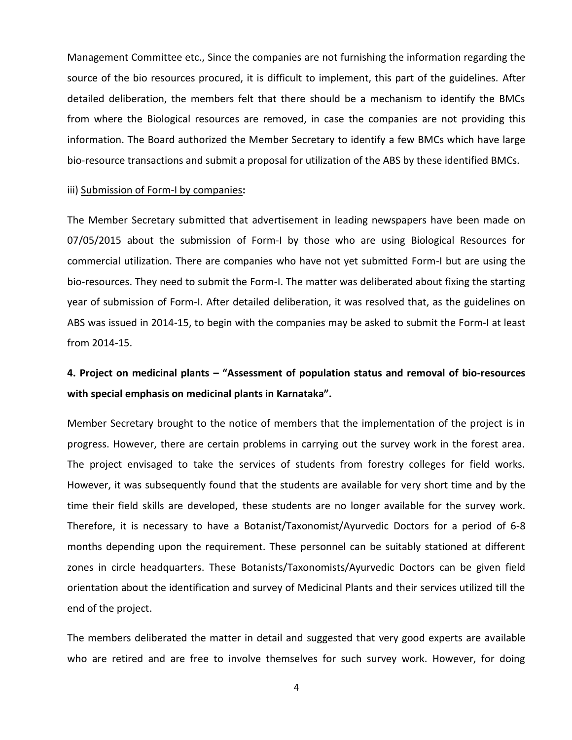Management Committee etc., Since the companies are not furnishing the information regarding the source of the bio resources procured, it is difficult to implement, this part of the guidelines. After detailed deliberation, the members felt that there should be a mechanism to identify the BMCs from where the Biological resources are removed, in case the companies are not providing this information. The Board authorized the Member Secretary to identify a few BMCs which have large bio-resource transactions and submit a proposal for utilization of the ABS by these identified BMCs.

iii) <u>Submission of Form-I by companies</u>**:**

The Member Secretary submitted that advertisement in leading newspapers have been made on 07/05/2015 about the submission of Form-I by those who are using Biological Resources for commercial utilization. There are companies who have not yet submitted Form-I but are using the bio-resources. They need to submit the Form-I. The matter was deliberated about fixing the starting year of submission of Form-I. After detailed deliberation, it was resolved that, as the guidelines on ABS was issued in 2014-15, to begin with the companies may be asked to submit the Form-I at least from 2014-15.

**4. Project on medicinal plants – "Assessment of population status and removal of bio-resources with special emphasis on medicinal plants in Karnataka".**

Member Secretary brought to the notice of members that the implementation of the project is in progress. However, there are certain problems in carrying out the survey work in the forest area. The project envisaged to take the services of students from forestry colleges for field works. However, it was subsequently found that the students are available for very short time and by the time their field skills are developed, these students are no longer available for the survey work. Therefore, it is necessary to have a Botanist/Taxonomist/Ayurvedic Doctors for a period of 6-8 months depending upon the requirement. These personnel can be suitably stationed at different zones in circle headquarters. These Botanists/Taxonomists/Ayurvedic Doctors can be given field orientation about the identification and survey of Medicinal Plants and their services utilized till the end of the project.

The members deliberated the matter in detail and suggested that very good experts are available who are retired and are free to involve themselves for such survey work. However, for doing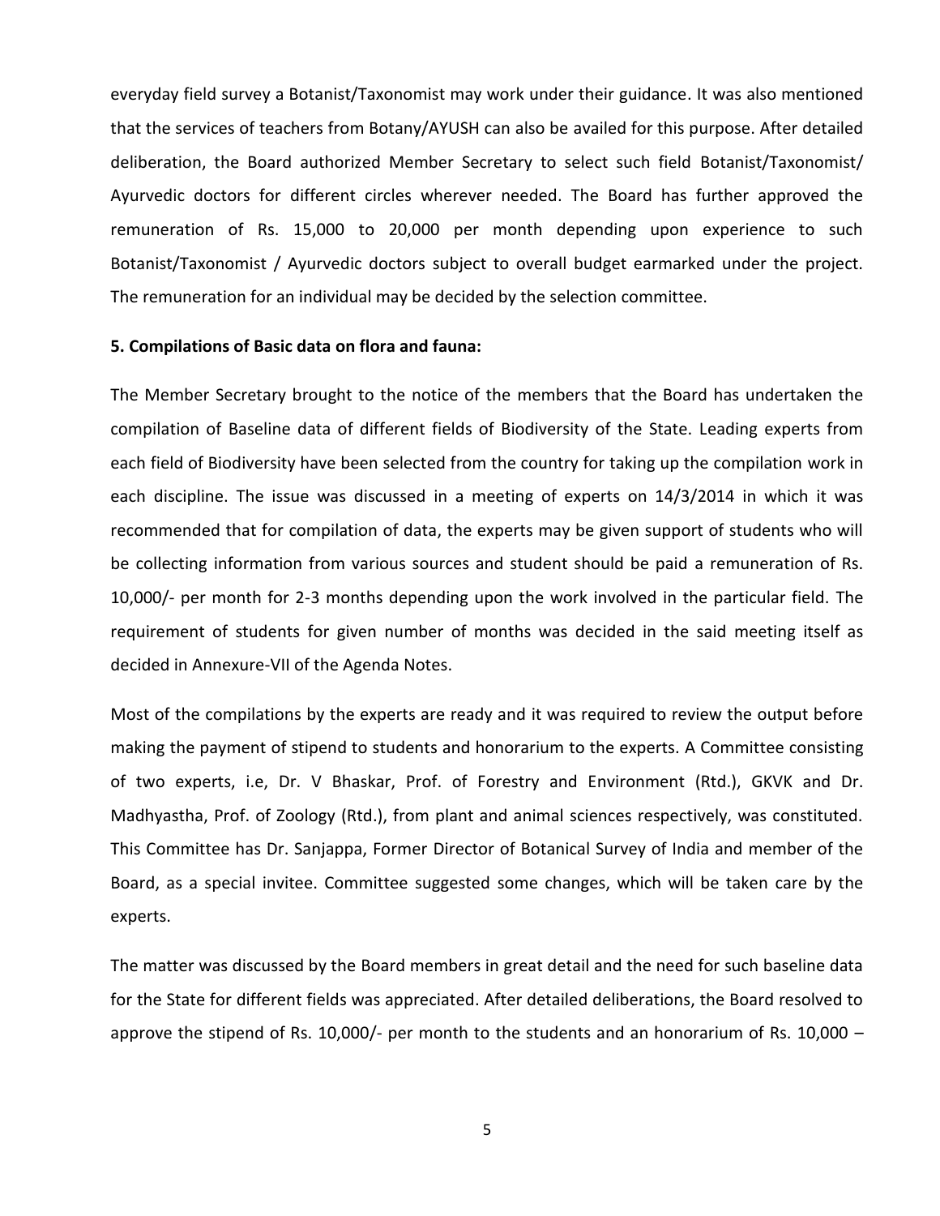everyday field survey a Botanist/Taxonomist may work under their guidance. It was also mentioned that the services of teachers from Botany/AYUSH can also be availed for this purpose. After detailed deliberation, the Board authorized Member Secretary to select such field Botanist/Taxonomist/ Ayurvedic doctors for different circles wherever needed. The Board has further approved the remuneration of Rs. 15,000 to 20,000 per month depending upon experience to such Botanist/Taxonomist / Ayurvedic doctors subject to overall budget earmarked under the project. The remuneration for an individual may be decided by the selection committee.

**5. Compilations of Basic data on flora and fauna:**

The Member Secretary brought to the notice of the members that the Board has undertaken the compilation of Baseline data of different fields of Biodiversity of the State. Leading experts from each field of Biodiversity have been selected from the country for taking up the compilation work in each discipline. The issue was discussed in a meeting of experts on 14/3/2014 in which it was recommended that for compilation of data, the experts may be given support of students who will be collecting information from various sources and student should be paid a remuneration of Rs. 10,000/- per month for 2-3 months depending upon the work involved in the particular field. The requirement of students for given number of months was decided in the said meeting itself as decided in Annexure-VII of the Agenda Notes.

Most of the compilations by the experts are ready and it was required to review the output before making the payment of stipend to students and honorarium to the experts. A Committee consisting of two experts, i.e, Dr. V Bhaskar, Prof. of Forestry and Environment (Rtd.), GKVK and Dr. Madhyastha, Prof. of Zoology (Rtd.), from plant and animal sciences respectively, was constituted. This Committee has Dr. Sanjappa, Former Director of Botanical Survey of India and member of the Board, as a special invitee. Committee suggested some changes, which will be taken care by the experts.

The matter was discussed by the Board members in great detail and the need for such baseline data for the State for different fields was appreciated. After detailed deliberations, the Board resolved to approve the stipend of Rs. 10,000/- per month to the students and an honorarium of Rs. 10,000 –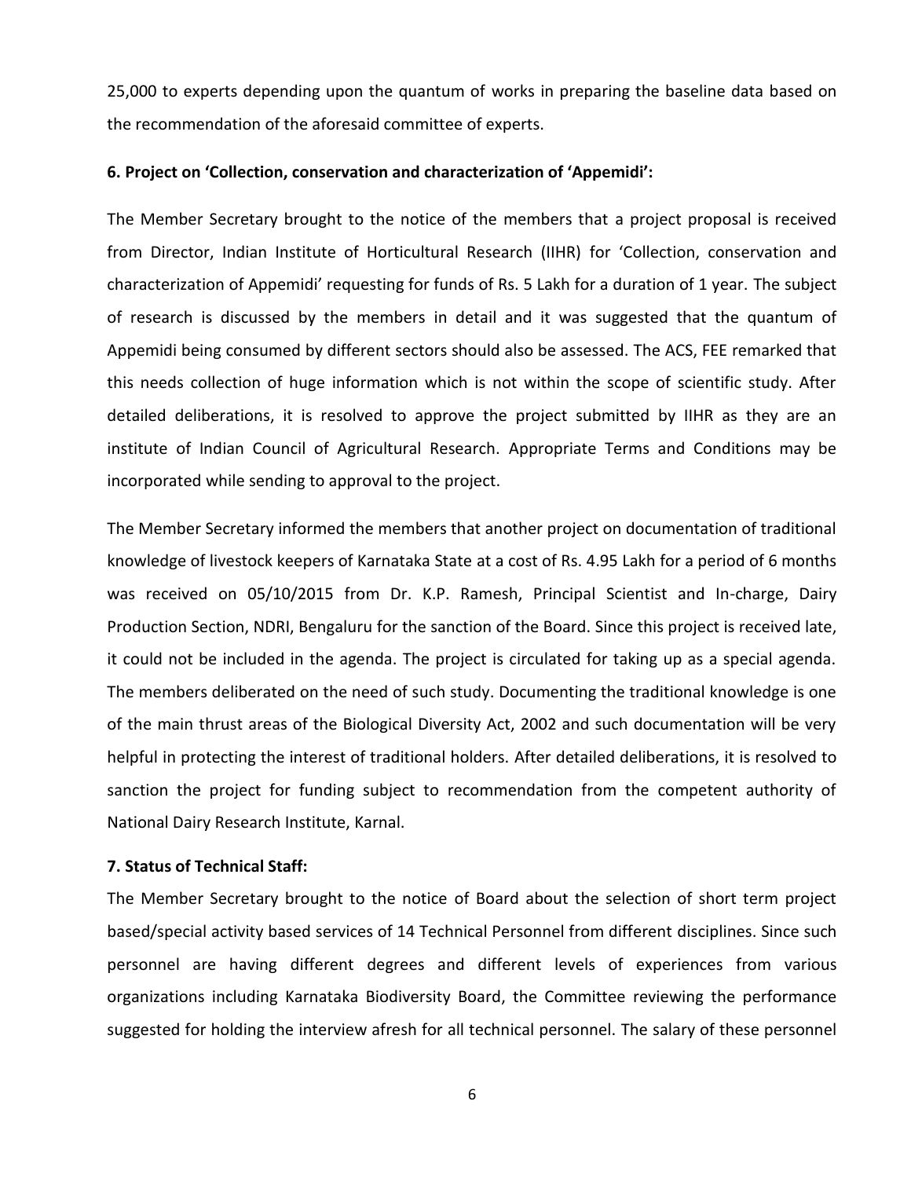25,000 to experts depending upon the quantum of works in preparing the baseline data based on the recommendation of the aforesaid committee of experts.

**6. Project on 'Collection, conservation and characterization of 'Appemidi':**

The Member Secretary brought to the notice of the members that a project proposal is received from Director, Indian Institute of Horticultural Research (IIHR) for 'Collection, conservation and characterization of Appemidi' requesting for funds of Rs. 5 Lakh for a duration of 1 year. The subject of research is discussed by the members in detail and it was suggested that the quantum of Appemidi being consumed by different sectors should also be assessed. The ACS, FEE remarked that this needs collection of huge information which is not within the scope of scientific study. After detailed deliberations, it is resolved to approve the project submitted by IIHR as they are an institute of Indian Council of Agricultural Research. Appropriate Terms and Conditions may be incorporated while sending to approval to the project.

The Member Secretary informed the members that another project on documentation of traditional knowledge of livestock keepers of Karnataka State at a cost of Rs. 4.95 Lakh for a period of 6 months was received on 05/10/2015 from Dr. K.P. Ramesh, Principal Scientist and In-charge, Dairy Production Section, NDRI, Bengaluru for the sanction of the Board. Since this project is received late, it could not be included in the agenda. The project is circulated for taking up as a special agenda. The members deliberated on the need of such study. Documenting the traditional knowledge is one of the main thrust areas of the Biological Diversity Act, 2002 and such documentation will be very helpful in protecting the interest of traditional holders. After detailed deliberations, it is resolved to sanction the project for funding subject to recommendation from the competent authority of National Dairy Research Institute, Karnal.

**7. Status of Technical Staff:**

The Member Secretary brought to the notice of Board about the selection of short term project based/special activity based services of 14 Technical Personnel from different disciplines. Since such personnel are having different degrees and different levels of experiences from various organizations including Karnataka Biodiversity Board, the Committee reviewing the performance suggested for holding the interview afresh for all technical personnel. The salary of these personnel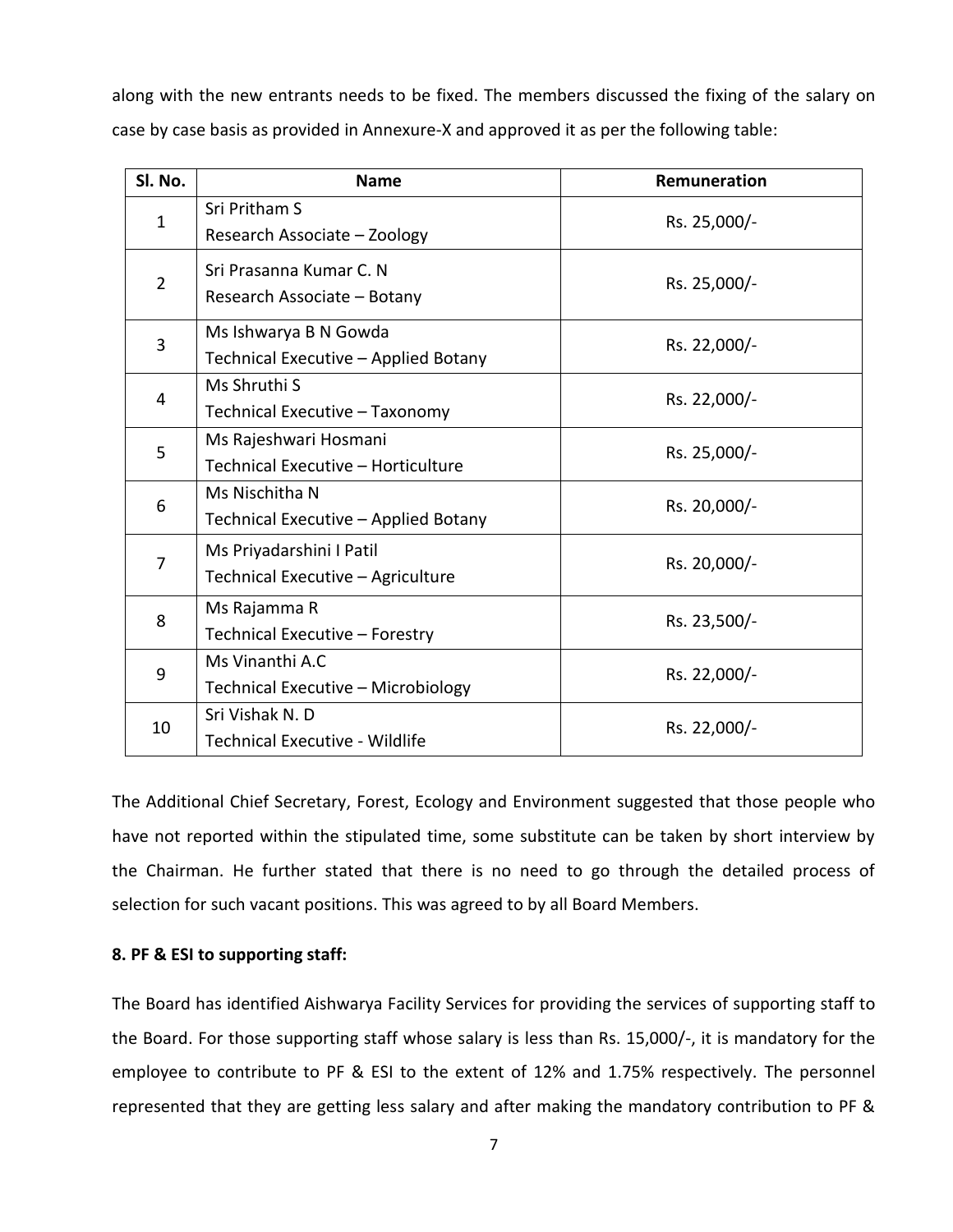along with the new entrants needs to be fixed. The members discussed the fixing of the salary on case by case basis as provided in Annexure-X and approved it as per the following table:

| Sl. No. | Name | Remuneration |
|---|---|---|
| 1 | Sri Pritham S<br>Research Associate – Zoology | Rs. 25,000/- |
| 2 | Sri Prasanna Kumar C. N<br>Research Associate – Botany | Rs. 25,000/- |
| 3 | Ms Ishwarya B N Gowda<br>Technical Executive – Applied Botany | Rs. 22,000/- |
| 4 | Ms Shruthi S<br>Technical Executive – Taxonomy | Rs. 22,000/- |
| 5 | Ms Rajeshwari Hosmani<br>Technical Executive – Horticulture | Rs. 25,000/- |
| 6 | Ms Nischitha N<br>Technical Executive – Applied Botany | Rs. 20,000/- |
| 7 | Ms Priyadarshini I Patil<br>Technical Executive – Agriculture | Rs. 20,000/- |
| 8 | Ms Rajamma R<br>Technical Executive – Forestry | Rs. 23,500/- |
| 9 | Ms Vinanthi A.C<br>Technical Executive – Microbiology | Rs. 22,000/- |
| 10 | Sri Vishak N. D<br>Technical Executive - Wildlife | Rs. 22,000/- |

The Additional Chief Secretary, Forest, Ecology and Environment suggested that those people who have not reported within the stipulated time, some substitute can be taken by short interview by the Chairman. He further stated that there is no need to go through the detailed process of selection for such vacant positions. This was agreed to by all Board Members.

**8. PF & ESI to supporting staff:**

The Board has identified Aishwarya Facility Services for providing the services of supporting staff to the Board. For those supporting staff whose salary is less than Rs. 15,000/-, it is mandatory for the employee to contribute to PF & ESI to the extent of 12% and 1.75% respectively. The personnel represented that they are getting less salary and after making the mandatory contribution to PF &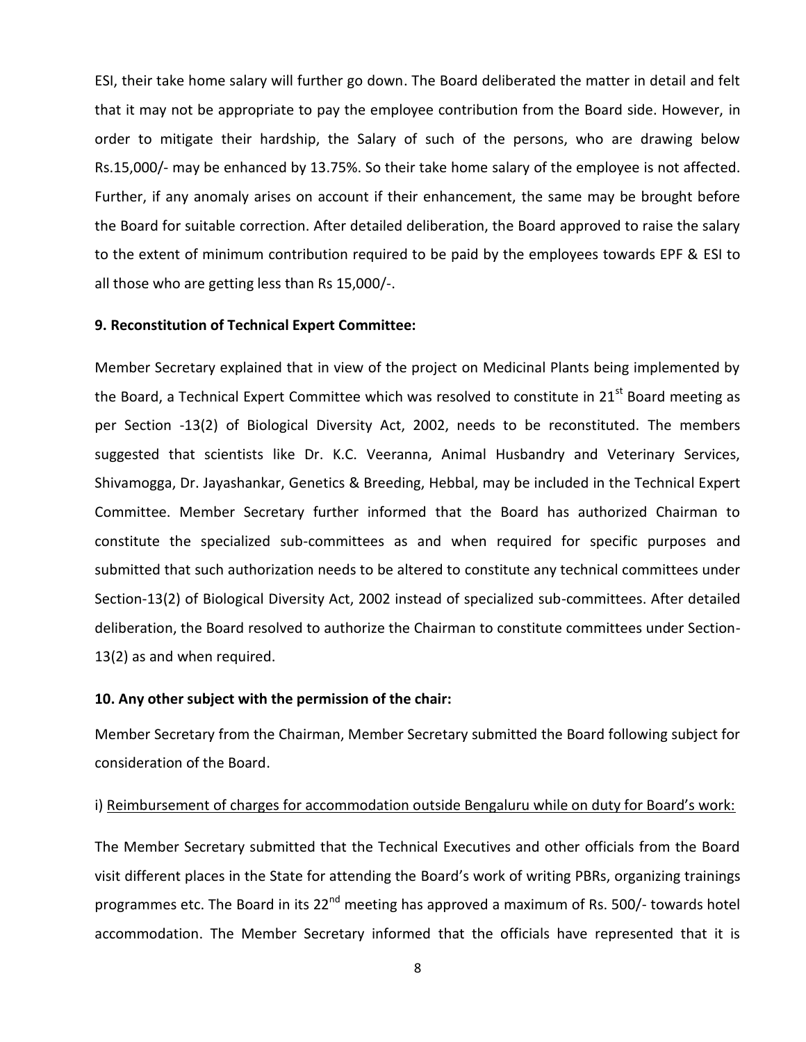ESI, their take home salary will further go down. The Board deliberated the matter in detail and felt that it may not be appropriate to pay the employee contribution from the Board side. However, in order to mitigate their hardship, the Salary of such of the persons, who are drawing below Rs.15,000/- may be enhanced by 13.75%. So their take home salary of the employee is not affected. Further, if any anomaly arises on account if their enhancement, the same may be brought before the Board for suitable correction. After detailed deliberation, the Board approved to raise the salary to the extent of minimum contribution required to be paid by the employees towards EPF & ESI to all those who are getting less than Rs 15,000/-.

**9. Reconstitution of Technical Expert Committee:**

Member Secretary explained that in view of the project on Medicinal Plants being implemented by the Board, a Technical Expert Committee which was resolved to constitute in 21st Board meeting as per Section -13(2) of Biological Diversity Act, 2002, needs to be reconstituted. The members suggested that scientists like Dr. K.C. Veeranna, Animal Husbandry and Veterinary Services, Shivamogga, Dr. Jayashankar, Genetics & Breeding, Hebbal, may be included in the Technical Expert Committee. Member Secretary further informed that the Board has authorized Chairman to constitute the specialized sub-committees as and when required for specific purposes and submitted that such authorization needs to be altered to constitute any technical committees under Section-13(2) of Biological Diversity Act, 2002 instead of specialized sub-committees. After detailed deliberation, the Board resolved to authorize the Chairman to constitute committees under Section-13(2) as and when required.

**10. Any other subject with the permission of the chair:**

Member Secretary from the Chairman, Member Secretary submitted the Board following subject for consideration of the Board.

i) Reimbursement of charges for accommodation outside Bengaluru while on duty for Board's work:

The Member Secretary submitted that the Technical Executives and other officials from the Board visit different places in the State for attending the Board's work of writing PBRs, organizing trainings programmes etc. The Board in its 22nd meeting has approved a maximum of Rs. 500/- towards hotel accommodation. The Member Secretary informed that the officials have represented that it is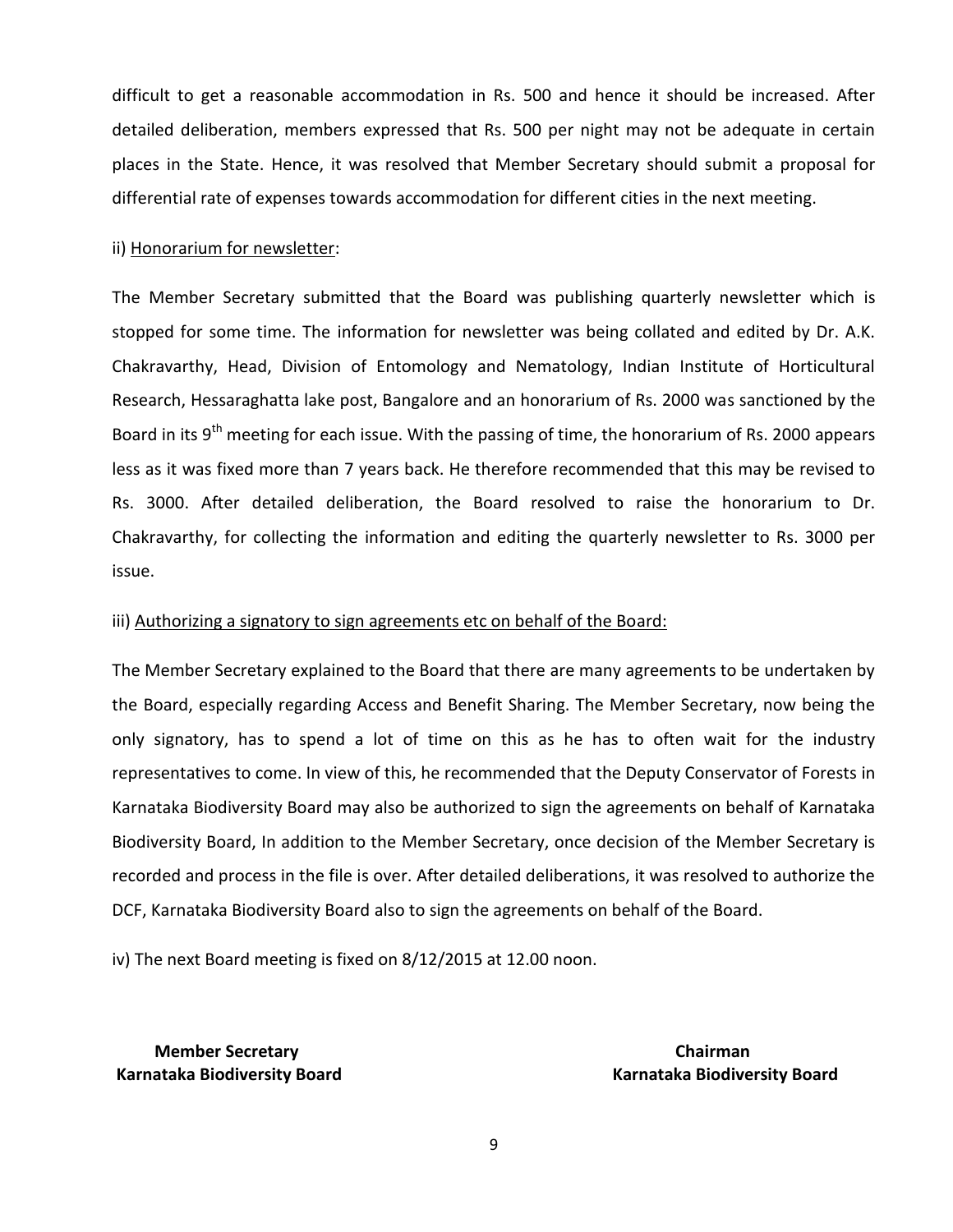difficult to get a reasonable accommodation in Rs. 500 and hence it should be increased. After detailed deliberation, members expressed that Rs. 500 per night may not be adequate in certain places in the State. Hence, it was resolved that Member Secretary should submit a proposal for differential rate of expenses towards accommodation for different cities in the next meeting.

ii) <u>Honorarium for newsletter</u>:

The Member Secretary submitted that the Board was publishing quarterly newsletter which is stopped for some time. The information for newsletter was being collated and edited by Dr. A.K. Chakravarthy, Head, Division of Entomology and Nematology, Indian Institute of Horticultural Research, Hessaraghatta lake post, Bangalore and an honorarium of Rs. 2000 was sanctioned by the Board in its 9th meeting for each issue. With the passing of time, the honorarium of Rs. 2000 appears less as it was fixed more than 7 years back. He therefore recommended that this may be revised to Rs. 3000. After detailed deliberation, the Board resolved to raise the honorarium to Dr. Chakravarthy, for collecting the information and editing the quarterly newsletter to Rs. 3000 per issue.

iii) <u>Authorizing a signatory to sign agreements etc on behalf of the Board:</u>

The Member Secretary explained to the Board that there are many agreements to be undertaken by the Board, especially regarding Access and Benefit Sharing. The Member Secretary, now being the only signatory, has to spend a lot of time on this as he has to often wait for the industry representatives to come. In view of this, he recommended that the Deputy Conservator of Forests in Karnataka Biodiversity Board may also be authorized to sign the agreements on behalf of Karnataka Biodiversity Board, In addition to the Member Secretary, once decision of the Member Secretary is recorded and process in the file is over. After detailed deliberations, it was resolved to authorize the DCF, Karnataka Biodiversity Board also to sign the agreements on behalf of the Board.

iv) The next Board meeting is fixed on 8/12/2015 at 12.00 noon.

**Member Secretary**
**Karnataka Biodiversity Board**

**Chairman**
**Karnataka Biodiversity Board**